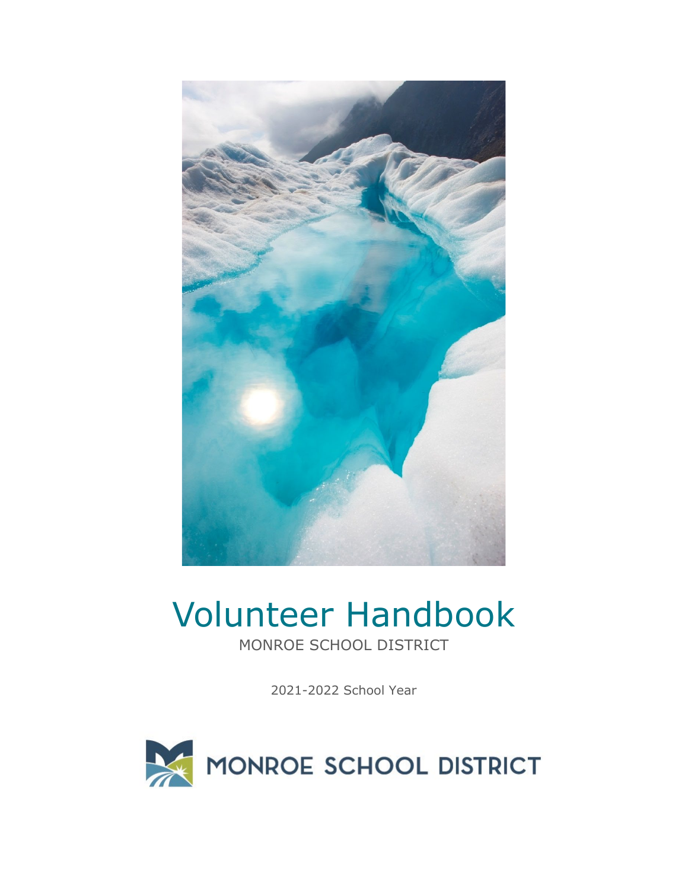# Volunteer Handbook

MONROE SCHOOL DISTRICT

2021-2022 School Year

MONROE SCHOOL DISTRICT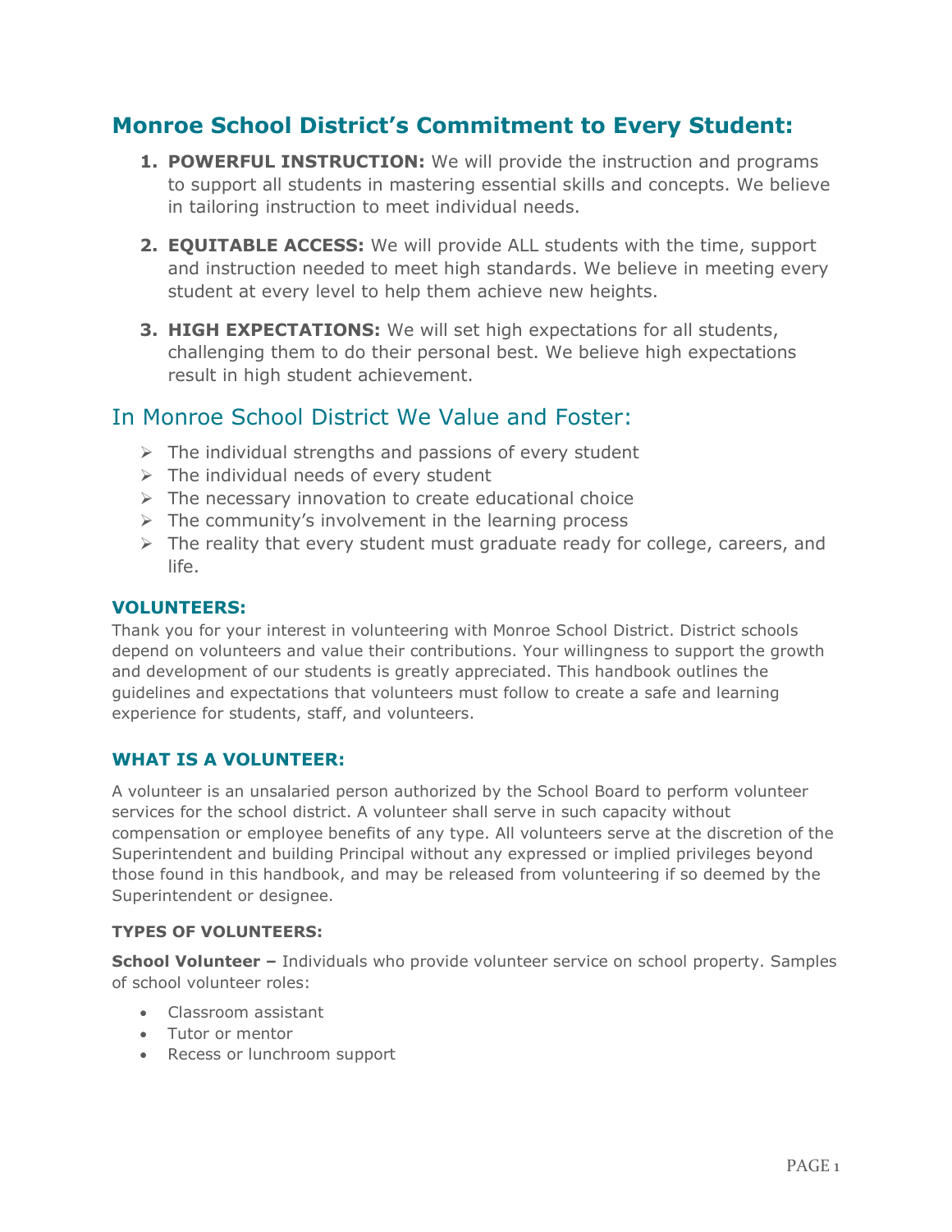## Monroe School District's Commitment to Every Student:

1. **POWERFUL INSTRUCTION:** We will provide the instruction and programs to support all students in mastering essential skills and concepts. We believe in tailoring instruction to meet individual needs.

2. **EQUITABLE ACCESS:** We will provide ALL students with the time, support and instruction needed to meet high standards. We believe in meeting every student at every level to help them achieve new heights.

3. **HIGH EXPECTATIONS:** We will set high expectations for all students, challenging them to do their personal best. We believe high expectations result in high student achievement.

## In Monroe School District We Value and Foster:

- The individual strengths and passions of every student
- The individual needs of every student
- The necessary innovation to create educational choice
- The community's involvement in the learning process
- The reality that every student must graduate ready for college, careers, and life.

### VOLUNTEERS:

Thank you for your interest in volunteering with Monroe School District. District schools depend on volunteers and value their contributions. Your willingness to support the growth and development of our students is greatly appreciated. This handbook outlines the guidelines and expectations that volunteers must follow to create a safe and learning experience for students, staff, and volunteers.

### WHAT IS A VOLUNTEER:

A volunteer is an unsalaried person authorized by the School Board to perform volunteer services for the school district. A volunteer shall serve in such capacity without compensation or employee benefits of any type. All volunteers serve at the discretion of the Superintendent and building Principal without any expressed or implied privileges beyond those found in this handbook, and may be released from volunteering if so deemed by the Superintendent or designee.

#### TYPES OF VOLUNTEERS:

**School Volunteer –** Individuals who provide volunteer service on school property. Samples of school volunteer roles:

- Classroom assistant
- Tutor or mentor
- Recess or lunchroom support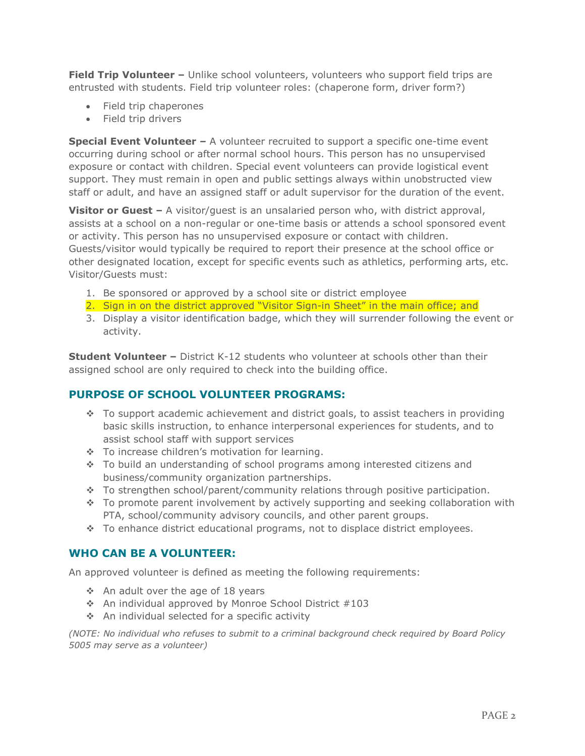**Field Trip Volunteer –** Unlike school volunteers, volunteers who support field trips are entrusted with students. Field trip volunteer roles: (chaperone form, driver form?)

- Field trip chaperones
- Field trip drivers

**Special Event Volunteer –** A volunteer recruited to support a specific one-time event occurring during school or after normal school hours. This person has no unsupervised exposure or contact with children. Special event volunteers can provide logistical event support. They must remain in open and public settings always within unobstructed view staff or adult, and have an assigned staff or adult supervisor for the duration of the event.

**Visitor or Guest –** A visitor/guest is an unsalaried person who, with district approval, assists at a school on a non-regular or one-time basis or attends a school sponsored event or activity. This person has no unsupervised exposure or contact with children. Guests/visitor would typically be required to report their presence at the school office or other designated location, except for specific events such as athletics, performing arts, etc. Visitor/Guests must:

1. Be sponsored or approved by a school site or district employee
2. Sign in on the district approved "Visitor Sign-in Sheet" in the main office; and
3. Display a visitor identification badge, which they will surrender following the event or activity.

**Student Volunteer –** District K-12 students who volunteer at schools other than their assigned school are only required to check into the building office.

## PURPOSE OF SCHOOL VOLUNTEER PROGRAMS:

- To support academic achievement and district goals, to assist teachers in providing basic skills instruction, to enhance interpersonal experiences for students, and to assist school staff with support services
- To increase children's motivation for learning.
- To build an understanding of school programs among interested citizens and business/community organization partnerships.
- To strengthen school/parent/community relations through positive participation.
- To promote parent involvement by actively supporting and seeking collaboration with PTA, school/community advisory councils, and other parent groups.
- To enhance district educational programs, not to displace district employees.

## WHO CAN BE A VOLUNTEER:

An approved volunteer is defined as meeting the following requirements:

- An adult over the age of 18 years
- An individual approved by Monroe School District #103
- An individual selected for a specific activity

*(NOTE: No individual who refuses to submit to a criminal background check required by Board Policy 5005 may serve as a volunteer)*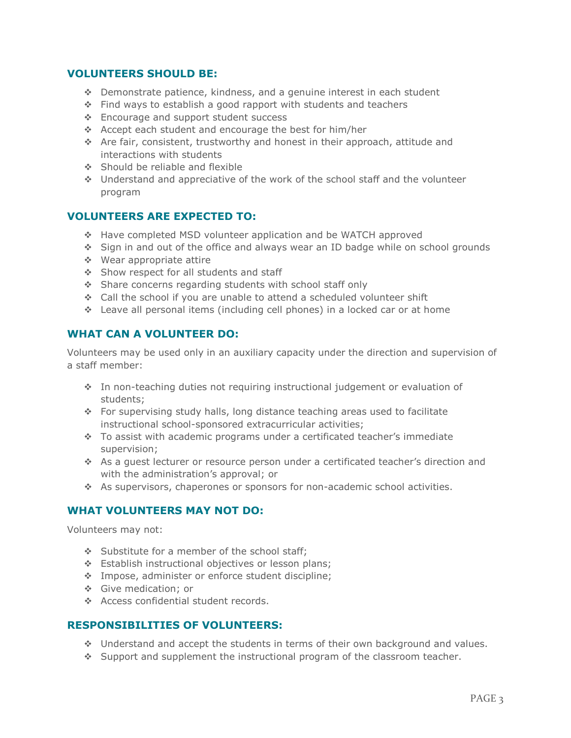## VOLUNTEERS SHOULD BE:

- Demonstrate patience, kindness, and a genuine interest in each student
- Find ways to establish a good rapport with students and teachers
- Encourage and support student success
- Accept each student and encourage the best for him/her
- Are fair, consistent, trustworthy and honest in their approach, attitude and interactions with students
- Should be reliable and flexible
- Understand and appreciative of the work of the school staff and the volunteer program

## VOLUNTEERS ARE EXPECTED TO:

- Have completed MSD volunteer application and be WATCH approved
- Sign in and out of the office and always wear an ID badge while on school grounds
- Wear appropriate attire
- Show respect for all students and staff
- Share concerns regarding students with school staff only
- Call the school if you are unable to attend a scheduled volunteer shift
- Leave all personal items (including cell phones) in a locked car or at home

## WHAT CAN A VOLUNTEER DO:

Volunteers may be used only in an auxiliary capacity under the direction and supervision of a staff member:

- In non-teaching duties not requiring instructional judgement or evaluation of students;
- For supervising study halls, long distance teaching areas used to facilitate instructional school-sponsored extracurricular activities;
- To assist with academic programs under a certificated teacher's immediate supervision;
- As a guest lecturer or resource person under a certificated teacher's direction and with the administration's approval; or
- As supervisors, chaperones or sponsors for non-academic school activities.

## WHAT VOLUNTEERS MAY NOT DO:

Volunteers may not:

- Substitute for a member of the school staff;
- Establish instructional objectives or lesson plans;
- Impose, administer or enforce student discipline;
- Give medication; or
- Access confidential student records.

## RESPONSIBILITIES OF VOLUNTEERS:

- Understand and accept the students in terms of their own background and values.
- Support and supplement the instructional program of the classroom teacher.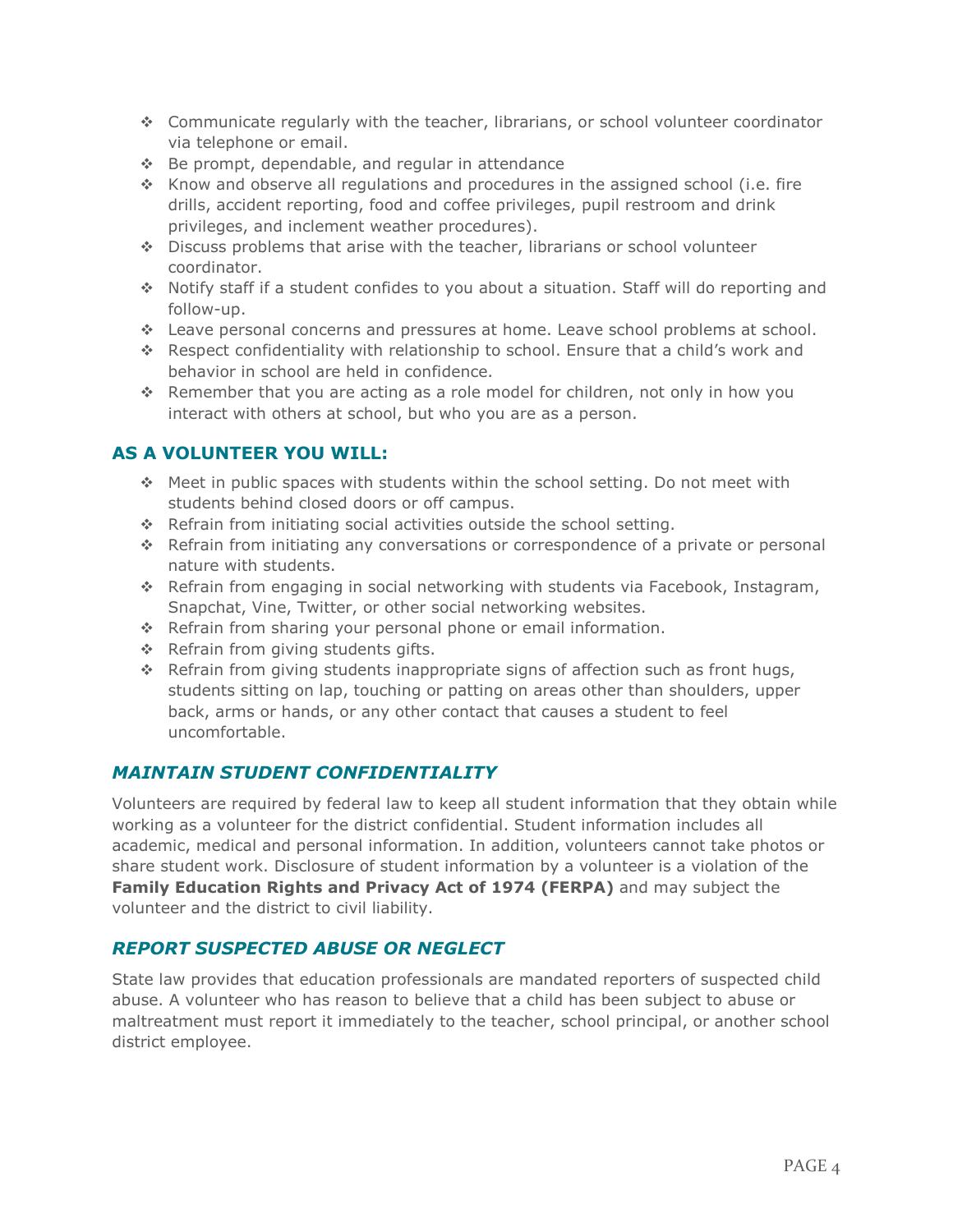- Communicate regularly with the teacher, librarians, or school volunteer coordinator via telephone or email.
- Be prompt, dependable, and regular in attendance
- Know and observe all regulations and procedures in the assigned school (i.e. fire drills, accident reporting, food and coffee privileges, pupil restroom and drink privileges, and inclement weather procedures).
- Discuss problems that arise with the teacher, librarians or school volunteer coordinator.
- Notify staff if a student confides to you about a situation. Staff will do reporting and follow-up.
- Leave personal concerns and pressures at home. Leave school problems at school.
- Respect confidentiality with relationship to school. Ensure that a child's work and behavior in school are held in confidence.
- Remember that you are acting as a role model for children, not only in how you interact with others at school, but who you are as a person.

## AS A VOLUNTEER YOU WILL:

- Meet in public spaces with students within the school setting. Do not meet with students behind closed doors or off campus.
- Refrain from initiating social activities outside the school setting.
- Refrain from initiating any conversations or correspondence of a private or personal nature with students.
- Refrain from engaging in social networking with students via Facebook, Instagram, Snapchat, Vine, Twitter, or other social networking websites.
- Refrain from sharing your personal phone or email information.
- Refrain from giving students gifts.
- Refrain from giving students inappropriate signs of affection such as front hugs, students sitting on lap, touching or patting on areas other than shoulders, upper back, arms or hands, or any other contact that causes a student to feel uncomfortable.

### *MAINTAIN STUDENT CONFIDENTIALITY*

Volunteers are required by federal law to keep all student information that they obtain while working as a volunteer for the district confidential. Student information includes all academic, medical and personal information. In addition, volunteers cannot take photos or share student work. Disclosure of student information by a volunteer is a violation of the **Family Education Rights and Privacy Act of 1974 (FERPA)** and may subject the volunteer and the district to civil liability.

### *REPORT SUSPECTED ABUSE OR NEGLECT*

State law provides that education professionals are mandated reporters of suspected child abuse. A volunteer who has reason to believe that a child has been subject to abuse or maltreatment must report it immediately to the teacher, school principal, or another school district employee.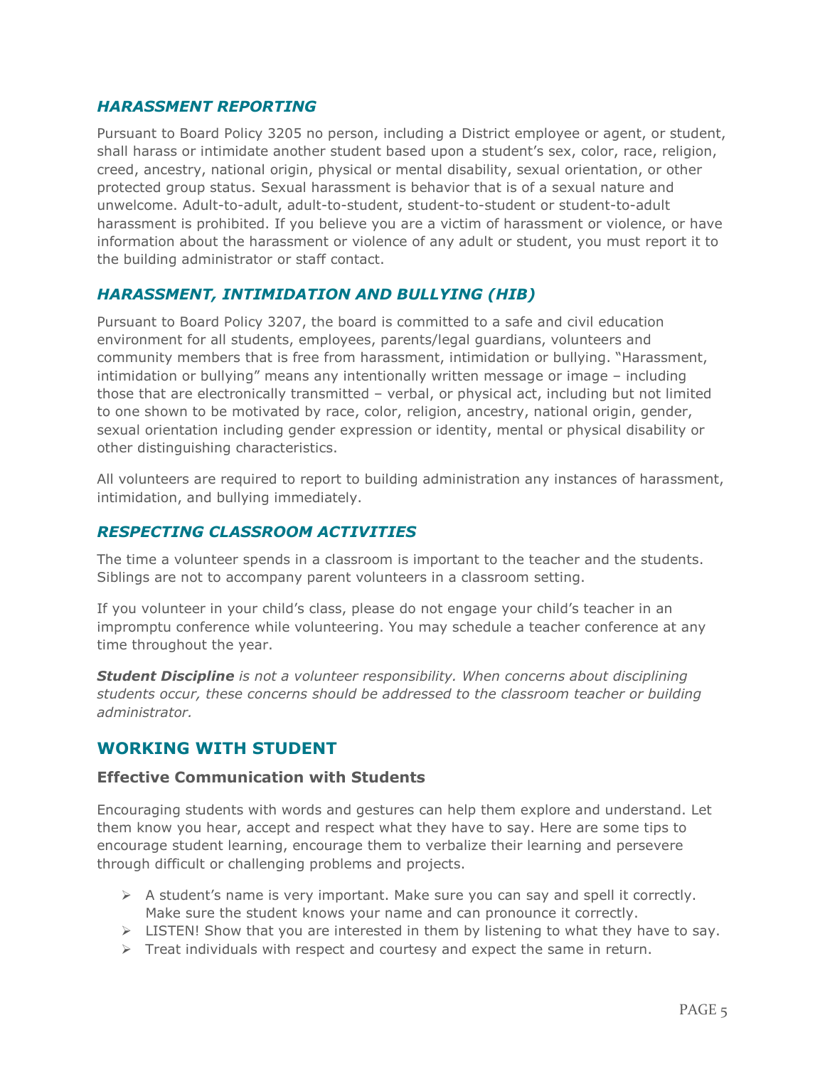### *HARASSMENT REPORTING*

Pursuant to Board Policy 3205 no person, including a District employee or agent, or student, shall harass or intimidate another student based upon a student's sex, color, race, religion, creed, ancestry, national origin, physical or mental disability, sexual orientation, or other protected group status. Sexual harassment is behavior that is of a sexual nature and unwelcome. Adult-to-adult, adult-to-student, student-to-student or student-to-adult harassment is prohibited. If you believe you are a victim of harassment or violence, or have information about the harassment or violence of any adult or student, you must report it to the building administrator or staff contact.

### *HARASSMENT, INTIMIDATION AND BULLYING (HIB)*

Pursuant to Board Policy 3207, the board is committed to a safe and civil education environment for all students, employees, parents/legal guardians, volunteers and community members that is free from harassment, intimidation or bullying. "Harassment, intimidation or bullying" means any intentionally written message or image – including those that are electronically transmitted – verbal, or physical act, including but not limited to one shown to be motivated by race, color, religion, ancestry, national origin, gender, sexual orientation including gender expression or identity, mental or physical disability or other distinguishing characteristics.

All volunteers are required to report to building administration any instances of harassment, intimidation, and bullying immediately.

### *RESPECTING CLASSROOM ACTIVITIES*

The time a volunteer spends in a classroom is important to the teacher and the students. Siblings are not to accompany parent volunteers in a classroom setting.

If you volunteer in your child's class, please do not engage your child's teacher in an impromptu conference while volunteering. You may schedule a teacher conference at any time throughout the year.

***Student Discipline*** *is not a volunteer responsibility. When concerns about disciplining students occur, these concerns should be addressed to the classroom teacher or building administrator.*

## WORKING WITH STUDENT

### Effective Communication with Students

Encouraging students with words and gestures can help them explore and understand. Let them know you hear, accept and respect what they have to say. Here are some tips to encourage student learning, encourage them to verbalize their learning and persevere through difficult or challenging problems and projects.

- A student's name is very important. Make sure you can say and spell it correctly. Make sure the student knows your name and can pronounce it correctly.
- LISTEN! Show that you are interested in them by listening to what they have to say.
- Treat individuals with respect and courtesy and expect the same in return.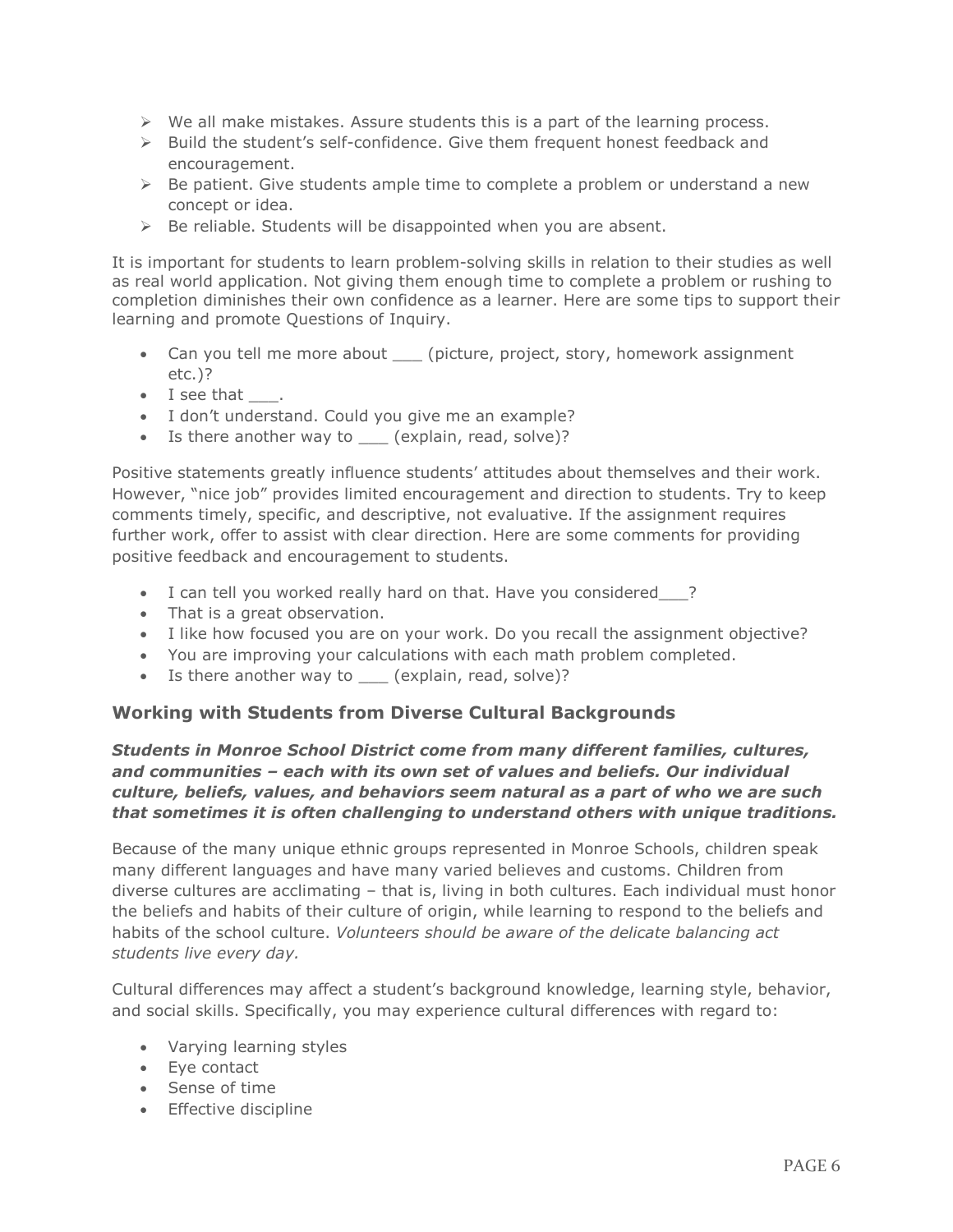- We all make mistakes. Assure students this is a part of the learning process.
- Build the student's self-confidence. Give them frequent honest feedback and encouragement.
- Be patient. Give students ample time to complete a problem or understand a new concept or idea.
- Be reliable. Students will be disappointed when you are absent.

It is important for students to learn problem-solving skills in relation to their studies as well as real world application. Not giving them enough time to complete a problem or rushing to completion diminishes their own confidence as a learner. Here are some tips to support their learning and promote Questions of Inquiry.

- Can you tell me more about ___ (picture, project, story, homework assignment etc.)?
- I see that ___.
- I don't understand. Could you give me an example?
- Is there another way to ___ (explain, read, solve)?

Positive statements greatly influence students' attitudes about themselves and their work. However, "nice job" provides limited encouragement and direction to students. Try to keep comments timely, specific, and descriptive, not evaluative. If the assignment requires further work, offer to assist with clear direction. Here are some comments for providing positive feedback and encouragement to students.

- I can tell you worked really hard on that. Have you considered___?
- That is a great observation.
- I like how focused you are on your work. Do you recall the assignment objective?
- You are improving your calculations with each math problem completed.
- Is there another way to ___ (explain, read, solve)?

## Working with Students from Diverse Cultural Backgrounds

***Students in Monroe School District come from many different families, cultures, and communities – each with its own set of values and beliefs. Our individual culture, beliefs, values, and behaviors seem natural as a part of who we are such that sometimes it is often challenging to understand others with unique traditions.***

Because of the many unique ethnic groups represented in Monroe Schools, children speak many different languages and have many varied believes and customs. Children from diverse cultures are acclimating – that is, living in both cultures. Each individual must honor the beliefs and habits of their culture of origin, while learning to respond to the beliefs and habits of the school culture. *Volunteers should be aware of the delicate balancing act students live every day.*

Cultural differences may affect a student's background knowledge, learning style, behavior, and social skills. Specifically, you may experience cultural differences with regard to:

- Varying learning styles
- Eye contact
- Sense of time
- Effective discipline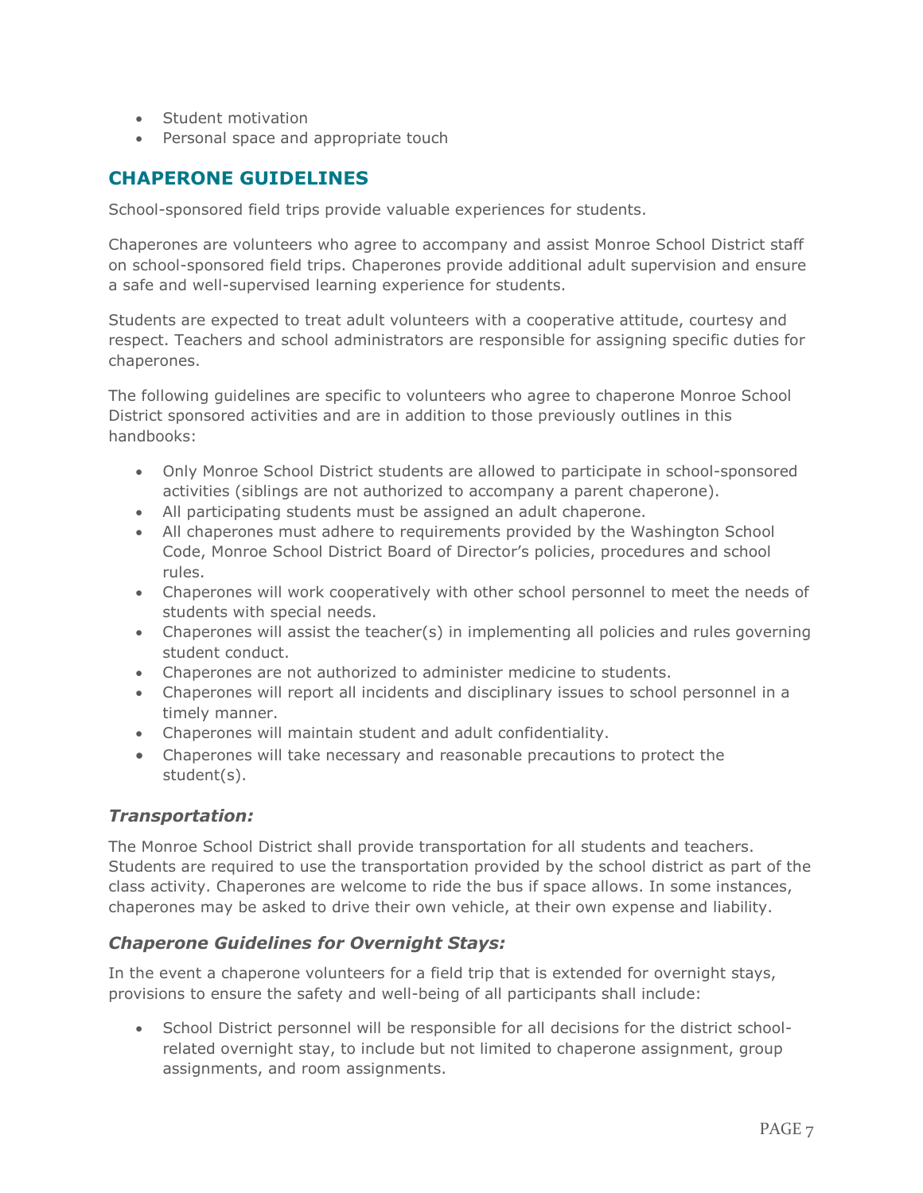- Student motivation
- Personal space and appropriate touch

## CHAPERONE GUIDELINES

School-sponsored field trips provide valuable experiences for students.

Chaperones are volunteers who agree to accompany and assist Monroe School District staff on school-sponsored field trips. Chaperones provide additional adult supervision and ensure a safe and well-supervised learning experience for students.

Students are expected to treat adult volunteers with a cooperative attitude, courtesy and respect. Teachers and school administrators are responsible for assigning specific duties for chaperones.

The following guidelines are specific to volunteers who agree to chaperone Monroe School District sponsored activities and are in addition to those previously outlines in this handbooks:

- Only Monroe School District students are allowed to participate in school-sponsored activities (siblings are not authorized to accompany a parent chaperone).
- All participating students must be assigned an adult chaperone.
- All chaperones must adhere to requirements provided by the Washington School Code, Monroe School District Board of Director's policies, procedures and school rules.
- Chaperones will work cooperatively with other school personnel to meet the needs of students with special needs.
- Chaperones will assist the teacher(s) in implementing all policies and rules governing student conduct.
- Chaperones are not authorized to administer medicine to students.
- Chaperones will report all incidents and disciplinary issues to school personnel in a timely manner.
- Chaperones will maintain student and adult confidentiality.
- Chaperones will take necessary and reasonable precautions to protect the student(s).

### *Transportation:*

The Monroe School District shall provide transportation for all students and teachers. Students are required to use the transportation provided by the school district as part of the class activity. Chaperones are welcome to ride the bus if space allows. In some instances, chaperones may be asked to drive their own vehicle, at their own expense and liability.

### *Chaperone Guidelines for Overnight Stays:*

In the event a chaperone volunteers for a field trip that is extended for overnight stays, provisions to ensure the safety and well-being of all participants shall include:

- School District personnel will be responsible for all decisions for the district school-related overnight stay, to include but not limited to chaperone assignment, group assignments, and room assignments.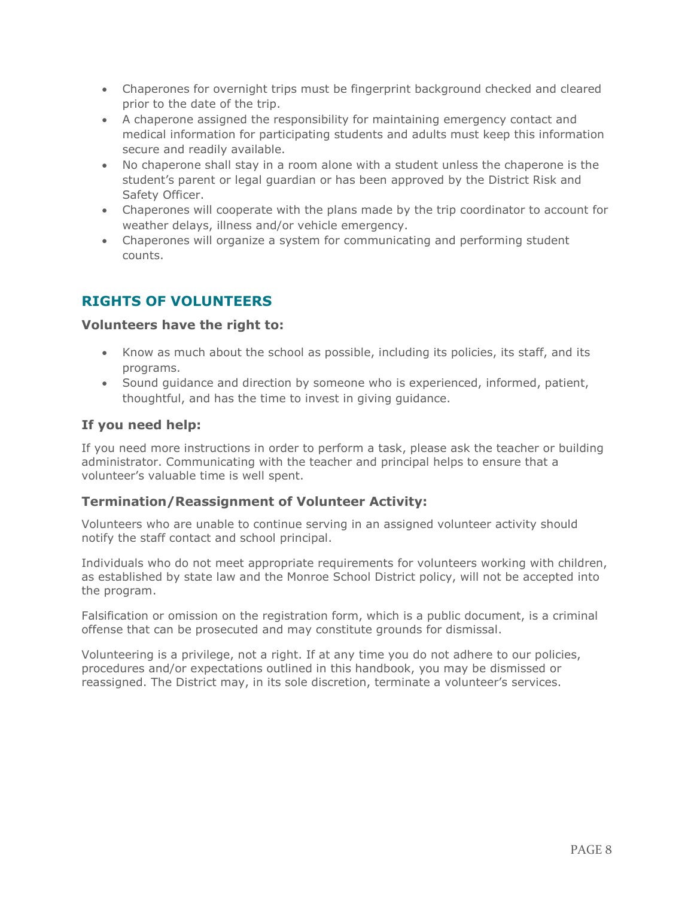- Chaperones for overnight trips must be fingerprint background checked and cleared prior to the date of the trip.
- A chaperone assigned the responsibility for maintaining emergency contact and medical information for participating students and adults must keep this information secure and readily available.
- No chaperone shall stay in a room alone with a student unless the chaperone is the student's parent or legal guardian or has been approved by the District Risk and Safety Officer.
- Chaperones will cooperate with the plans made by the trip coordinator to account for weather delays, illness and/or vehicle emergency.
- Chaperones will organize a system for communicating and performing student counts.

## RIGHTS OF VOLUNTEERS

### Volunteers have the right to:

- Know as much about the school as possible, including its policies, its staff, and its programs.
- Sound guidance and direction by someone who is experienced, informed, patient, thoughtful, and has the time to invest in giving guidance.

### If you need help:

If you need more instructions in order to perform a task, please ask the teacher or building administrator. Communicating with the teacher and principal helps to ensure that a volunteer's valuable time is well spent.

### Termination/Reassignment of Volunteer Activity:

Volunteers who are unable to continue serving in an assigned volunteer activity should notify the staff contact and school principal.

Individuals who do not meet appropriate requirements for volunteers working with children, as established by state law and the Monroe School District policy, will not be accepted into the program.

Falsification or omission on the registration form, which is a public document, is a criminal offense that can be prosecuted and may constitute grounds for dismissal.

Volunteering is a privilege, not a right. If at any time you do not adhere to our policies, procedures and/or expectations outlined in this handbook, you may be dismissed or reassigned. The District may, in its sole discretion, terminate a volunteer's services.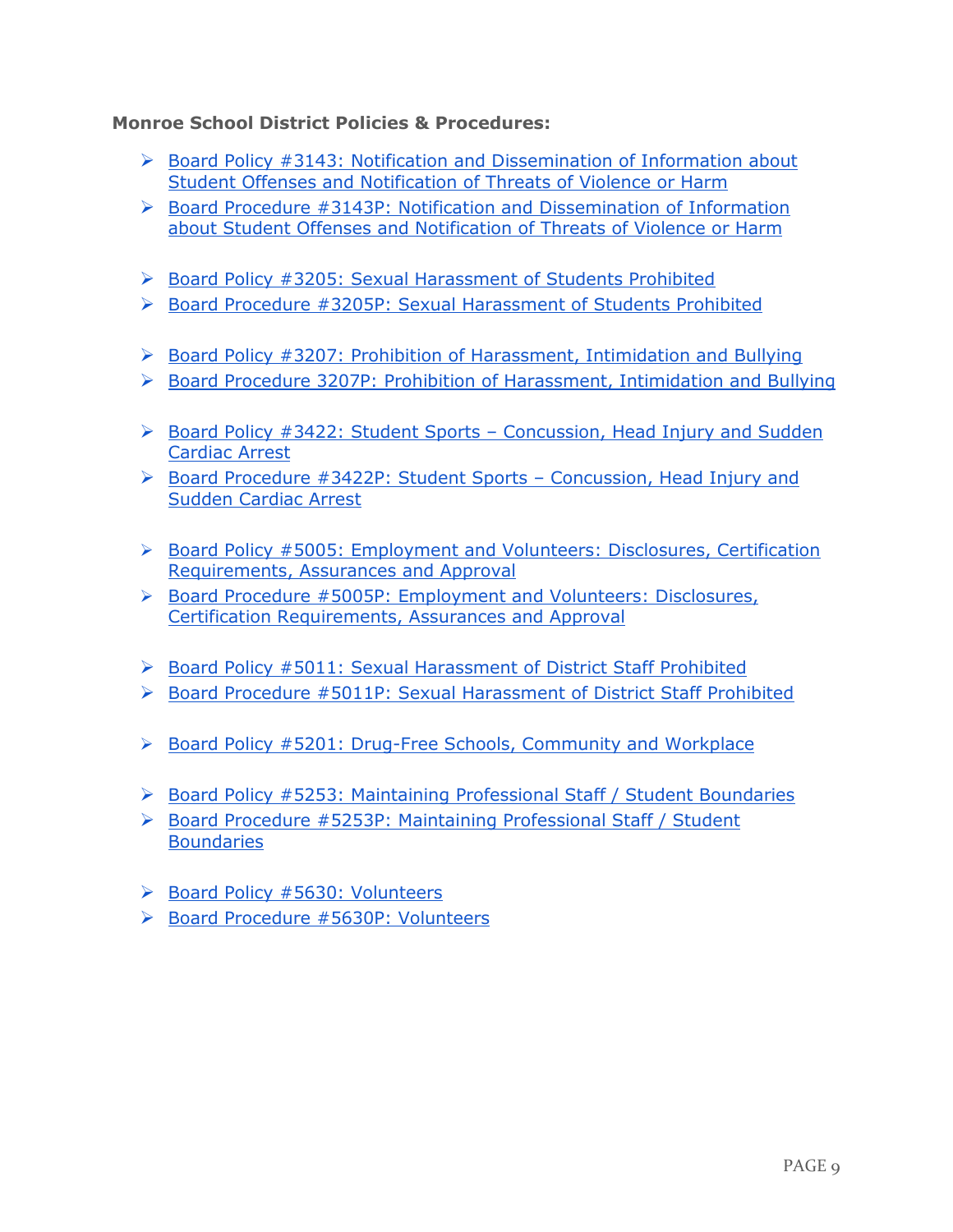**Monroe School District Policies & Procedures:**

- Board Policy #3143: Notification and Dissemination of Information about Student Offenses and Notification of Threats of Violence or Harm
- Board Procedure #3143P: Notification and Dissemination of Information about Student Offenses and Notification of Threats of Violence or Harm

- Board Policy #3205: Sexual Harassment of Students Prohibited
- Board Procedure #3205P: Sexual Harassment of Students Prohibited

- Board Policy #3207: Prohibition of Harassment, Intimidation and Bullying
- Board Procedure 3207P: Prohibition of Harassment, Intimidation and Bullying

- Board Policy #3422: Student Sports – Concussion, Head Injury and Sudden Cardiac Arrest
- Board Procedure #3422P: Student Sports – Concussion, Head Injury and Sudden Cardiac Arrest

- Board Policy #5005: Employment and Volunteers: Disclosures, Certification Requirements, Assurances and Approval
- Board Procedure #5005P: Employment and Volunteers: Disclosures, Certification Requirements, Assurances and Approval

- Board Policy #5011: Sexual Harassment of District Staff Prohibited
- Board Procedure #5011P: Sexual Harassment of District Staff Prohibited

- Board Policy #5201: Drug-Free Schools, Community and Workplace

- Board Policy #5253: Maintaining Professional Staff / Student Boundaries
- Board Procedure #5253P: Maintaining Professional Staff / Student Boundaries

- Board Policy #5630: Volunteers
- Board Procedure #5630P: Volunteers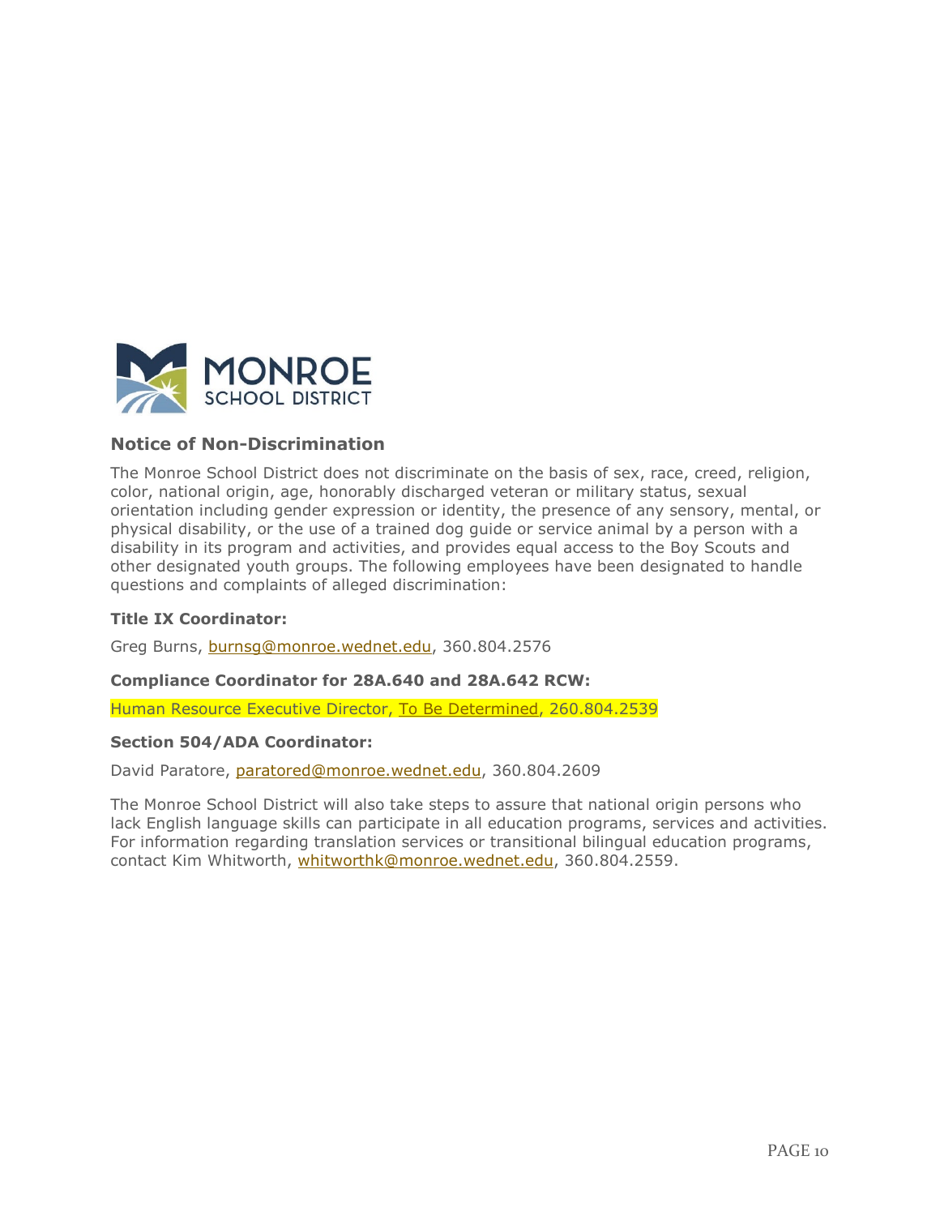MONROE
SCHOOL DISTRICT

## Notice of Non-Discrimination

The Monroe School District does not discriminate on the basis of sex, race, creed, religion, color, national origin, age, honorably discharged veteran or military status, sexual orientation including gender expression or identity, the presence of any sensory, mental, or physical disability, or the use of a trained dog guide or service animal by a person with a disability in its program and activities, and provides equal access to the Boy Scouts and other designated youth groups. The following employees have been designated to handle questions and complaints of alleged discrimination:

**Title IX Coordinator:**

Greg Burns, burnsg@monroe.wednet.edu, 360.804.2576

**Compliance Coordinator for 28A.640 and 28A.642 RCW:**

Human Resource Executive Director, To Be Determined, 260.804.2539

**Section 504/ADA Coordinator:**

David Paratore, paratored@monroe.wednet.edu, 360.804.2609

The Monroe School District will also take steps to assure that national origin persons who lack English language skills can participate in all education programs, services and activities. For information regarding translation services or transitional bilingual education programs, contact Kim Whitworth, whitworthk@monroe.wednet.edu, 360.804.2559.